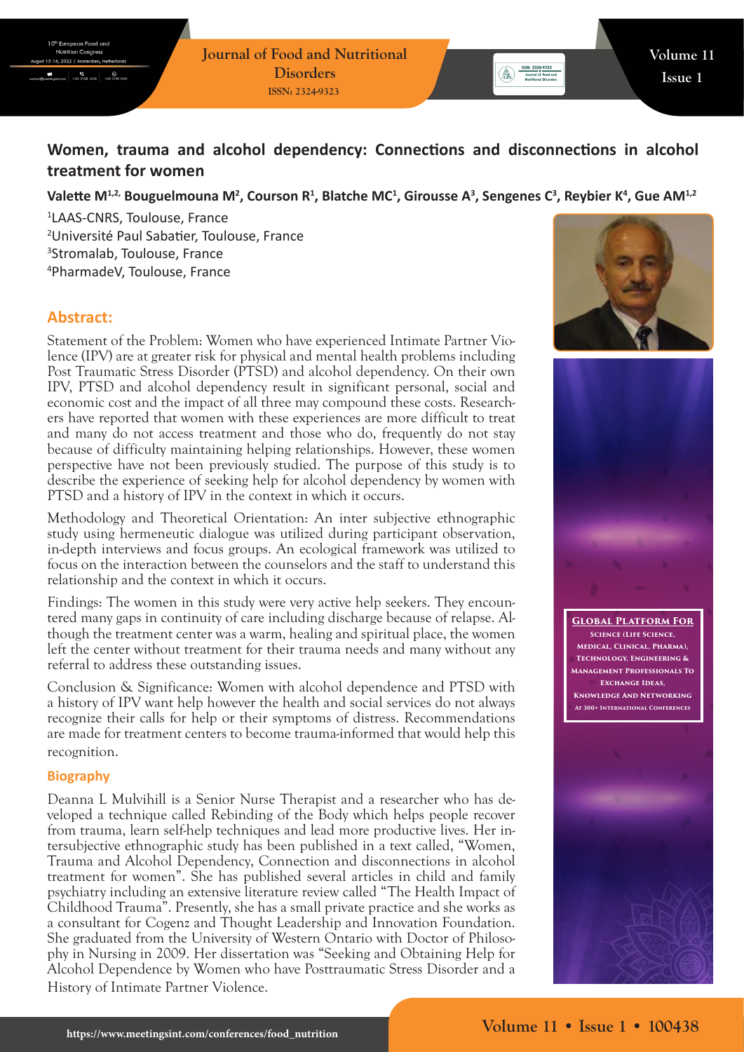# Women, trauma and alcohol dependency: Connections and disconnections in alcohol treatment for women

**Valette M[1,2], Bouguelmouna M[2], Courson R[1], Blatche MC[1], Girousse A[3], Sengenes C[3], Reybier K[4], Gue AM[1,2]**

[1]LAAS-CNRS, Toulouse, France
[2]Université Paul Sabatier, Toulouse, France
[3]Stromalab, Toulouse, France
[4]PharmadeV, Toulouse, France

## Abstract:

Statement of the Problem: Women who have experienced Intimate Partner Violence (IPV) are at greater risk for physical and mental health problems including Post Traumatic Stress Disorder (PTSD) and alcohol dependency. On their own IPV, PTSD and alcohol dependency result in significant personal, social and economic cost and the impact of all three may compound these costs. Researchers have reported that women with these experiences are more difficult to treat and many do not access treatment and those who do, frequently do not stay because of difficulty maintaining helping relationships. However, these women perspective have not been previously studied. The purpose of this study is to describe the experience of seeking help for alcohol dependency by women with PTSD and a history of IPV in the context in which it occurs.

Methodology and Theoretical Orientation: An inter subjective ethnographic study using hermeneutic dialogue was utilized during participant observation, in-depth interviews and focus groups. An ecological framework was utilized to focus on the interaction between the counselors and the staff to understand this relationship and the context in which it occurs.

Findings: The women in this study were very active help seekers. They encountered many gaps in continuity of care including discharge because of relapse. Although the treatment center was a warm, healing and spiritual place, the women left the center without treatment for their trauma needs and many without any referral to address these outstanding issues.

Conclusion & Significance: Women with alcohol dependence and PTSD with a history of IPV want help however the health and social services do not always recognize their calls for help or their symptoms of distress. Recommendations are made for treatment centers to become trauma-informed that would help this recognition.

### Biography

Deanna L Mulvihill is a Senior Nurse Therapist and a researcher who has developed a technique called Rebinding of the Body which helps people recover from trauma, learn self-help techniques and lead more productive lives. Her intersubjective ethnographic study has been published in a text called, "Women, Trauma and Alcohol Dependency, Connection and disconnections in alcohol treatment for women". She has published several articles in child and family psychiatry including an extensive literature review called "The Health Impact of Childhood Trauma". Presently, she has a small private practice and she works as a consultant for Cogenz and Thought Leadership and Innovation Foundation. She graduated from the University of Western Ontario with Doctor of Philosophy in Nursing in 2009. Her dissertation was "Seeking and Obtaining Help for Alcohol Dependence by Women who have Posttraumatic Stress Disorder and a History of Intimate Partner Violence.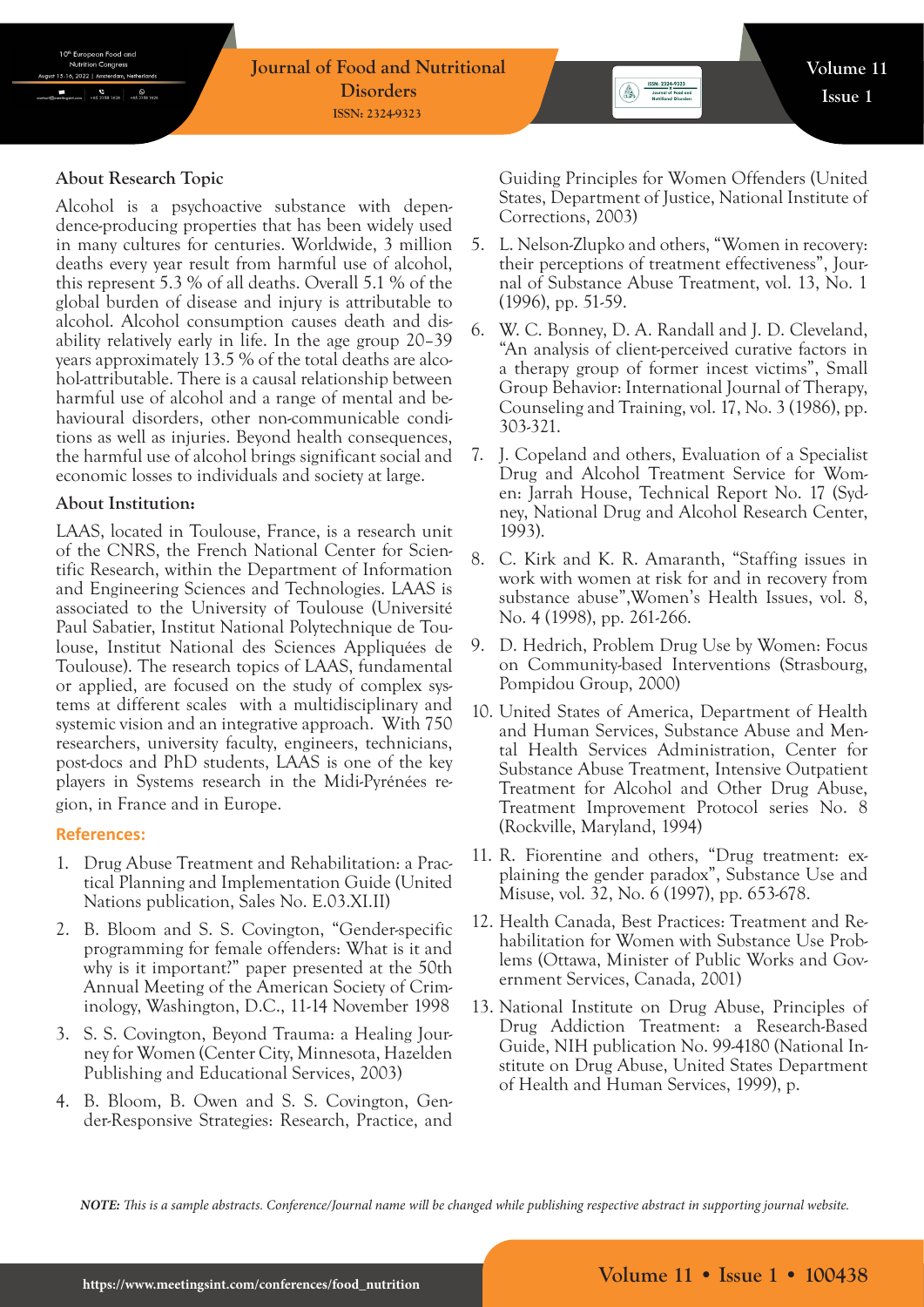### About Research Topic

Alcohol is a psychoactive substance with dependence-producing properties that has been widely used in many cultures for centuries. Worldwide, 3 million deaths every year result from harmful use of alcohol, this represent 5.3 % of all deaths. Overall 5.1 % of the global burden of disease and injury is attributable to alcohol. Alcohol consumption causes death and disability relatively early in life. In the age group 20–39 years approximately 13.5 % of the total deaths are alcohol-attributable. There is a causal relationship between harmful use of alcohol and a range of mental and behavioural disorders, other non-communicable conditions as well as injuries. Beyond health consequences, the harmful use of alcohol brings significant social and economic losses to individuals and society at large.

### About Institution:

LAAS, located in Toulouse, France, is a research unit of the CNRS, the French National Center for Scientific Research, within the Department of Information and Engineering Sciences and Technologies. LAAS is associated to the University of Toulouse (Université Paul Sabatier, Institut National Polytechnique de Toulouse, Institut National des Sciences Appliquées de Toulouse). The research topics of LAAS, fundamental or applied, are focused on the study of complex systems at different scales with a multidisciplinary and systemic vision and an integrative approach. With 750 researchers, university faculty, engineers, technicians, post-docs and PhD students, LAAS is one of the key players in Systems research in the Midi-Pyrénées region, in France and in Europe.

### References:

1. Drug Abuse Treatment and Rehabilitation: a Practical Planning and Implementation Guide (United Nations publication, Sales No. E.03.XI.II)
2. B. Bloom and S. S. Covington, "Gender-specific programming for female offenders: What is it and why is it important?" paper presented at the 50th Annual Meeting of the American Society of Criminology, Washington, D.C., 11-14 November 1998
3. S. S. Covington, Beyond Trauma: a Healing Journey for Women (Center City, Minnesota, Hazelden Publishing and Educational Services, 2003)
4. B. Bloom, B. Owen and S. S. Covington, Gender-Responsive Strategies: Research, Practice, and Guiding Principles for Women Offenders (United States, Department of Justice, National Institute of Corrections, 2003)
5. L. Nelson-Zlupko and others, "Women in recovery: their perceptions of treatment effectiveness", Journal of Substance Abuse Treatment, vol. 13, No. 1 (1996), pp. 51-59.
6. W. C. Bonney, D. A. Randall and J. D. Cleveland, "An analysis of client-perceived curative factors in a therapy group of former incest victims", Small Group Behavior: International Journal of Therapy, Counseling and Training, vol. 17, No. 3 (1986), pp. 303-321.
7. J. Copeland and others, Evaluation of a Specialist Drug and Alcohol Treatment Service for Women: Jarrah House, Technical Report No. 17 (Sydney, National Drug and Alcohol Research Center, 1993).
8. C. Kirk and K. R. Amaranth, "Staffing issues in work with women at risk for and in recovery from substance abuse",Women's Health Issues, vol. 8, No. 4 (1998), pp. 261-266.
9. D. Hedrich, Problem Drug Use by Women: Focus on Community-based Interventions (Strasbourg, Pompidou Group, 2000)
10. United States of America, Department of Health and Human Services, Substance Abuse and Mental Health Services Administration, Center for Substance Abuse Treatment, Intensive Outpatient Treatment for Alcohol and Other Drug Abuse, Treatment Improvement Protocol series No. 8 (Rockville, Maryland, 1994)
11. R. Fiorentine and others, "Drug treatment: explaining the gender paradox", Substance Use and Misuse, vol. 32, No. 6 (1997), pp. 653-678.
12. Health Canada, Best Practices: Treatment and Rehabilitation for Women with Substance Use Problems (Ottawa, Minister of Public Works and Government Services, Canada, 2001)
13. National Institute on Drug Abuse, Principles of Drug Addiction Treatment: a Research-Based Guide, NIH publication No. 99-4180 (National Institute on Drug Abuse, United States Department of Health and Human Services, 1999), p.

***NOTE:*** *This is a sample abstracts. Conference/Journal name will be changed while publishing respective abstract in supporting journal website.*